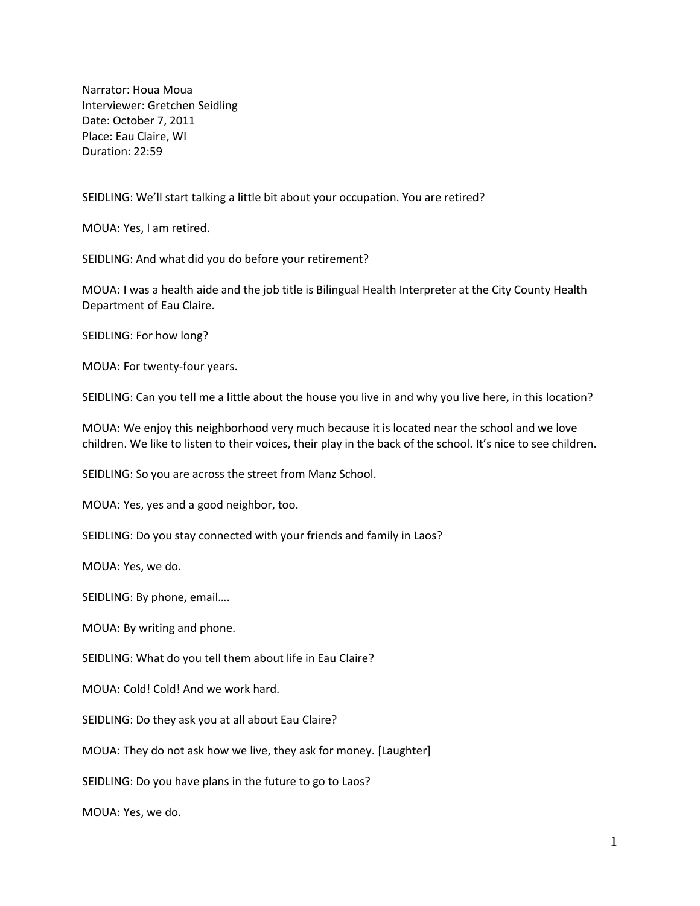Narrator: Houa Moua
Interviewer: Gretchen Seidling
Date: October 7, 2011
Place: Eau Claire, WI
Duration: 22:59

SEIDLING: We'll start talking a little bit about your occupation. You are retired?

MOUA: Yes, I am retired.

SEIDLING: And what did you do before your retirement?

MOUA: I was a health aide and the job title is Bilingual Health Interpreter at the City County Health Department of Eau Claire.

SEIDLING: For how long?

MOUA: For twenty-four years.

SEIDLING: Can you tell me a little about the house you live in and why you live here, in this location?

MOUA: We enjoy this neighborhood very much because it is located near the school and we love children. We like to listen to their voices, their play in the back of the school. It's nice to see children.

SEIDLING: So you are across the street from Manz School.

MOUA: Yes, yes and a good neighbor, too.

SEIDLING: Do you stay connected with your friends and family in Laos?

MOUA: Yes, we do.

SEIDLING: By phone, email….

MOUA: By writing and phone.

SEIDLING: What do you tell them about life in Eau Claire?

MOUA: Cold! Cold! And we work hard.

SEIDLING: Do they ask you at all about Eau Claire?

MOUA: They do not ask how we live, they ask for money. [Laughter]

SEIDLING: Do you have plans in the future to go to Laos?

MOUA: Yes, we do.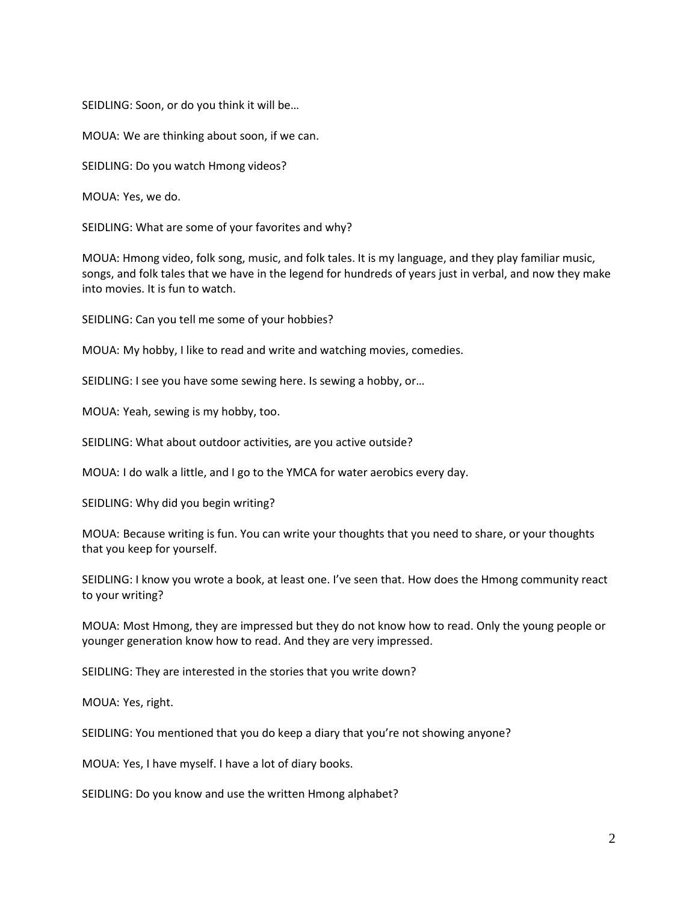SEIDLING: Soon, or do you think it will be…

MOUA: We are thinking about soon, if we can.

SEIDLING: Do you watch Hmong videos?

MOUA: Yes, we do.

SEIDLING: What are some of your favorites and why?

MOUA: Hmong video, folk song, music, and folk tales. It is my language, and they play familiar music, songs, and folk tales that we have in the legend for hundreds of years just in verbal, and now they make into movies. It is fun to watch.

SEIDLING: Can you tell me some of your hobbies?

MOUA: My hobby, I like to read and write and watching movies, comedies.

SEIDLING: I see you have some sewing here. Is sewing a hobby, or…

MOUA: Yeah, sewing is my hobby, too.

SEIDLING: What about outdoor activities, are you active outside?

MOUA: I do walk a little, and I go to the YMCA for water aerobics every day.

SEIDLING: Why did you begin writing?

MOUA: Because writing is fun. You can write your thoughts that you need to share, or your thoughts that you keep for yourself.

SEIDLING: I know you wrote a book, at least one. I've seen that. How does the Hmong community react to your writing?

MOUA: Most Hmong, they are impressed but they do not know how to read. Only the young people or younger generation know how to read. And they are very impressed.

SEIDLING: They are interested in the stories that you write down?

MOUA: Yes, right.

SEIDLING: You mentioned that you do keep a diary that you're not showing anyone?

MOUA: Yes, I have myself. I have a lot of diary books.

SEIDLING: Do you know and use the written Hmong alphabet?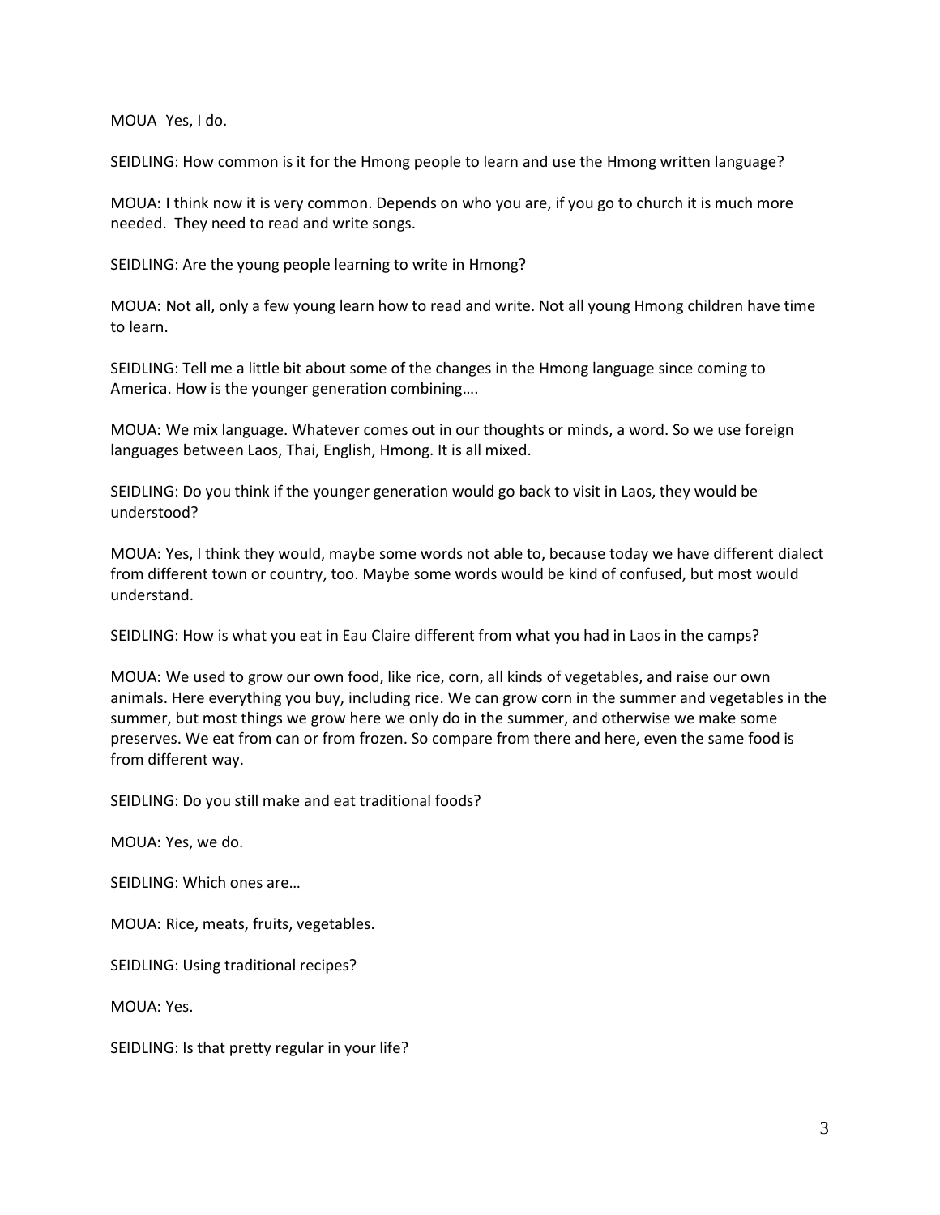MOUA  Yes, I do.

SEIDLING: How common is it for the Hmong people to learn and use the Hmong written language?

MOUA: I think now it is very common. Depends on who you are, if you go to church it is much more needed.  They need to read and write songs.

SEIDLING: Are the young people learning to write in Hmong?

MOUA: Not all, only a few young learn how to read and write. Not all young Hmong children have time to learn.

SEIDLING: Tell me a little bit about some of the changes in the Hmong language since coming to America. How is the younger generation combining….

MOUA: We mix language. Whatever comes out in our thoughts or minds, a word. So we use foreign languages between Laos, Thai, English, Hmong. It is all mixed.

SEIDLING: Do you think if the younger generation would go back to visit in Laos, they would be understood?

MOUA: Yes, I think they would, maybe some words not able to, because today we have different dialect from different town or country, too. Maybe some words would be kind of confused, but most would understand.

SEIDLING: How is what you eat in Eau Claire different from what you had in Laos in the camps?

MOUA: We used to grow our own food, like rice, corn, all kinds of vegetables, and raise our own animals. Here everything you buy, including rice. We can grow corn in the summer and vegetables in the summer, but most things we grow here we only do in the summer, and otherwise we make some preserves. We eat from can or from frozen. So compare from there and here, even the same food is from different way.

SEIDLING: Do you still make and eat traditional foods?

MOUA: Yes, we do.

SEIDLING: Which ones are…

MOUA: Rice, meats, fruits, vegetables.

SEIDLING: Using traditional recipes?

MOUA: Yes.

SEIDLING: Is that pretty regular in your life?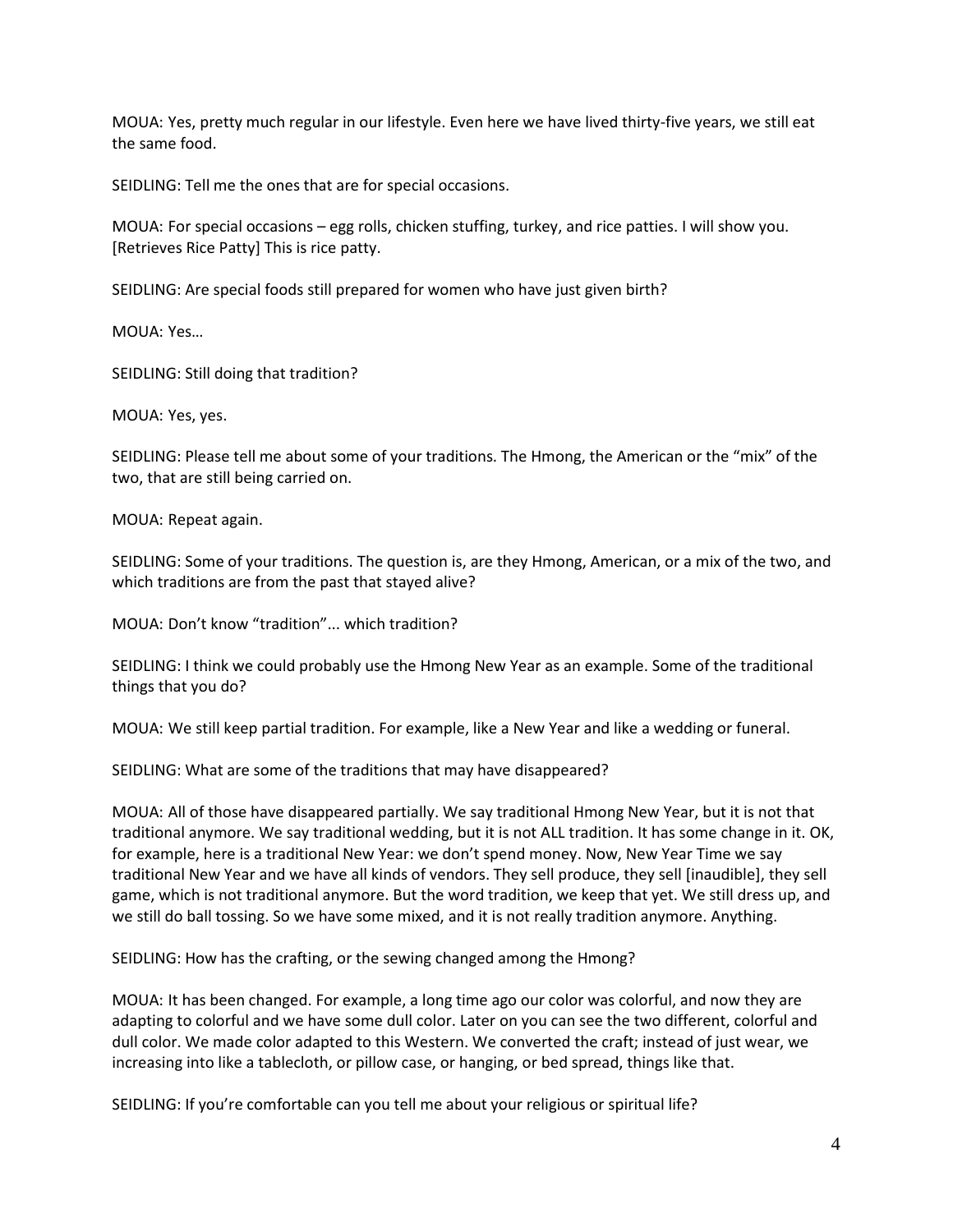MOUA: Yes, pretty much regular in our lifestyle. Even here we have lived thirty-five years, we still eat the same food.

SEIDLING: Tell me the ones that are for special occasions.

MOUA: For special occasions – egg rolls, chicken stuffing, turkey, and rice patties. I will show you. [Retrieves Rice Patty] This is rice patty.

SEIDLING: Are special foods still prepared for women who have just given birth?

MOUA: Yes…

SEIDLING: Still doing that tradition?

MOUA: Yes, yes.

SEIDLING: Please tell me about some of your traditions. The Hmong, the American or the "mix" of the two, that are still being carried on.

MOUA: Repeat again.

SEIDLING: Some of your traditions. The question is, are they Hmong, American, or a mix of the two, and which traditions are from the past that stayed alive?

MOUA: Don't know "tradition"... which tradition?

SEIDLING: I think we could probably use the Hmong New Year as an example. Some of the traditional things that you do?

MOUA: We still keep partial tradition. For example, like a New Year and like a wedding or funeral.

SEIDLING: What are some of the traditions that may have disappeared?

MOUA: All of those have disappeared partially. We say traditional Hmong New Year, but it is not that traditional anymore. We say traditional wedding, but it is not ALL tradition. It has some change in it. OK, for example, here is a traditional New Year: we don't spend money. Now, New Year Time we say traditional New Year and we have all kinds of vendors. They sell produce, they sell [inaudible], they sell game, which is not traditional anymore. But the word tradition, we keep that yet. We still dress up, and we still do ball tossing. So we have some mixed, and it is not really tradition anymore. Anything.

SEIDLING: How has the crafting, or the sewing changed among the Hmong?

MOUA: It has been changed. For example, a long time ago our color was colorful, and now they are adapting to colorful and we have some dull color. Later on you can see the two different, colorful and dull color. We made color adapted to this Western. We converted the craft; instead of just wear, we increasing into like a tablecloth, or pillow case, or hanging, or bed spread, things like that.

SEIDLING: If you're comfortable can you tell me about your religious or spiritual life?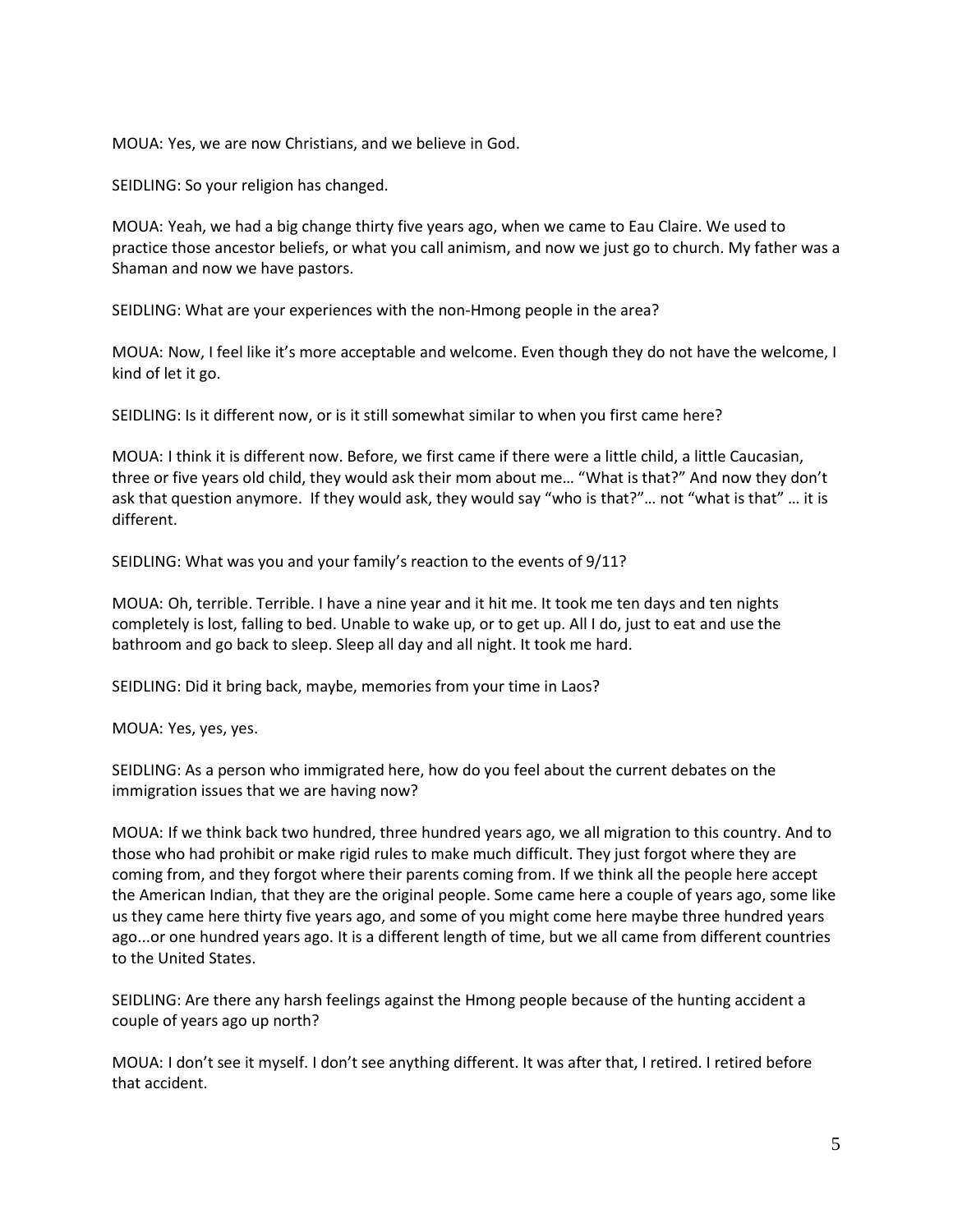MOUA: Yes, we are now Christians, and we believe in God.

SEIDLING: So your religion has changed.

MOUA: Yeah, we had a big change thirty five years ago, when we came to Eau Claire. We used to practice those ancestor beliefs, or what you call animism, and now we just go to church. My father was a Shaman and now we have pastors.

SEIDLING: What are your experiences with the non-Hmong people in the area?

MOUA: Now, I feel like it's more acceptable and welcome. Even though they do not have the welcome, I kind of let it go.

SEIDLING: Is it different now, or is it still somewhat similar to when you first came here?

MOUA: I think it is different now. Before, we first came if there were a little child, a little Caucasian, three or five years old child, they would ask their mom about me… "What is that?" And now they don't ask that question anymore. If they would ask, they would say "who is that?"… not "what is that" … it is different.

SEIDLING: What was you and your family's reaction to the events of 9/11?

MOUA: Oh, terrible. Terrible. I have a nine year and it hit me. It took me ten days and ten nights completely is lost, falling to bed. Unable to wake up, or to get up. All I do, just to eat and use the bathroom and go back to sleep. Sleep all day and all night. It took me hard.

SEIDLING: Did it bring back, maybe, memories from your time in Laos?

MOUA: Yes, yes, yes.

SEIDLING: As a person who immigrated here, how do you feel about the current debates on the immigration issues that we are having now?

MOUA: If we think back two hundred, three hundred years ago, we all migration to this country. And to those who had prohibit or make rigid rules to make much difficult. They just forgot where they are coming from, and they forgot where their parents coming from. If we think all the people here accept the American Indian, that they are the original people. Some came here a couple of years ago, some like us they came here thirty five years ago, and some of you might come here maybe three hundred years ago...or one hundred years ago. It is a different length of time, but we all came from different countries to the United States.

SEIDLING: Are there any harsh feelings against the Hmong people because of the hunting accident a couple of years ago up north?

MOUA: I don't see it myself. I don't see anything different. It was after that, I retired. I retired before that accident.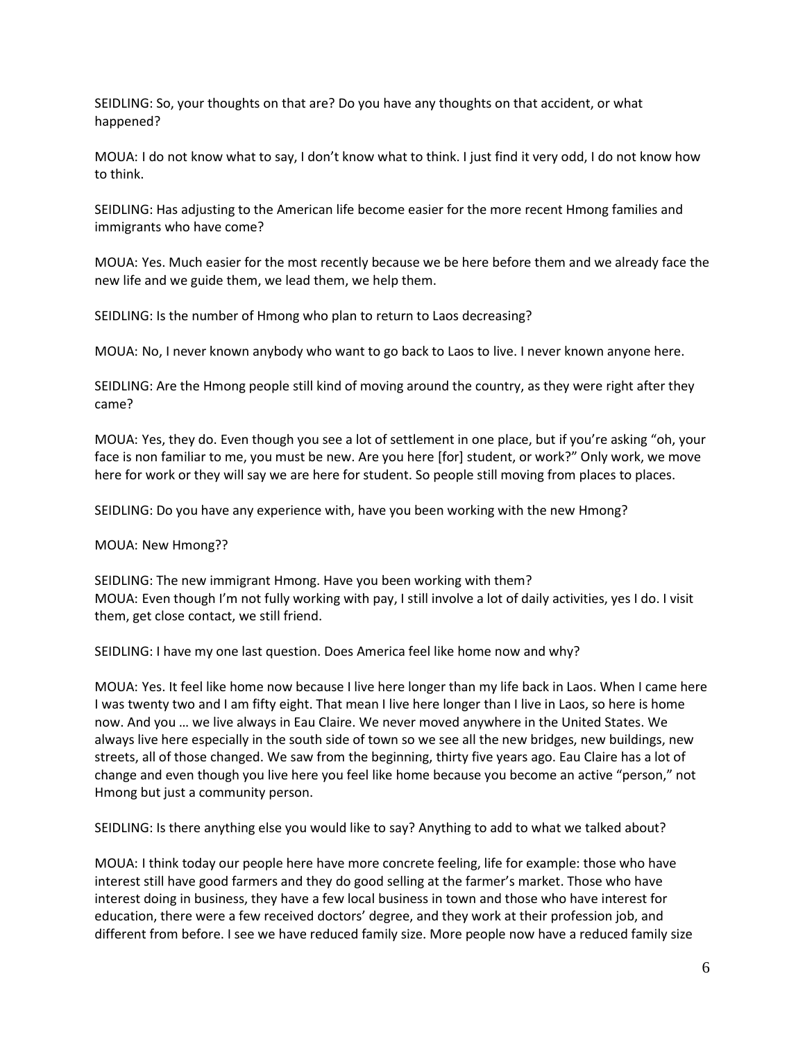SEIDLING: So, your thoughts on that are? Do you have any thoughts on that accident, or what happened?

MOUA: I do not know what to say, I don't know what to think. I just find it very odd, I do not know how to think.

SEIDLING: Has adjusting to the American life become easier for the more recent Hmong families and immigrants who have come?

MOUA: Yes. Much easier for the most recently because we be here before them and we already face the new life and we guide them, we lead them, we help them.

SEIDLING: Is the number of Hmong who plan to return to Laos decreasing?

MOUA: No, I never known anybody who want to go back to Laos to live. I never known anyone here.

SEIDLING: Are the Hmong people still kind of moving around the country, as they were right after they came?

MOUA: Yes, they do. Even though you see a lot of settlement in one place, but if you're asking "oh, your face is non familiar to me, you must be new. Are you here [for] student, or work?" Only work, we move here for work or they will say we are here for student. So people still moving from places to places.

SEIDLING: Do you have any experience with, have you been working with the new Hmong?

MOUA: New Hmong??

SEIDLING: The new immigrant Hmong. Have you been working with them?
MOUA: Even though I'm not fully working with pay, I still involve a lot of daily activities, yes I do. I visit them, get close contact, we still friend.

SEIDLING: I have my one last question. Does America feel like home now and why?

MOUA: Yes. It feel like home now because I live here longer than my life back in Laos. When I came here I was twenty two and I am fifty eight. That mean I live here longer than I live in Laos, so here is home now. And you … we live always in Eau Claire. We never moved anywhere in the United States. We always live here especially in the south side of town so we see all the new bridges, new buildings, new streets, all of those changed. We saw from the beginning, thirty five years ago. Eau Claire has a lot of change and even though you live here you feel like home because you become an active "person," not Hmong but just a community person.

SEIDLING: Is there anything else you would like to say? Anything to add to what we talked about?

MOUA: I think today our people here have more concrete feeling, life for example: those who have interest still have good farmers and they do good selling at the farmer's market. Those who have interest doing in business, they have a few local business in town and those who have interest for education, there were a few received doctors' degree, and they work at their profession job, and different from before. I see we have reduced family size. More people now have a reduced family size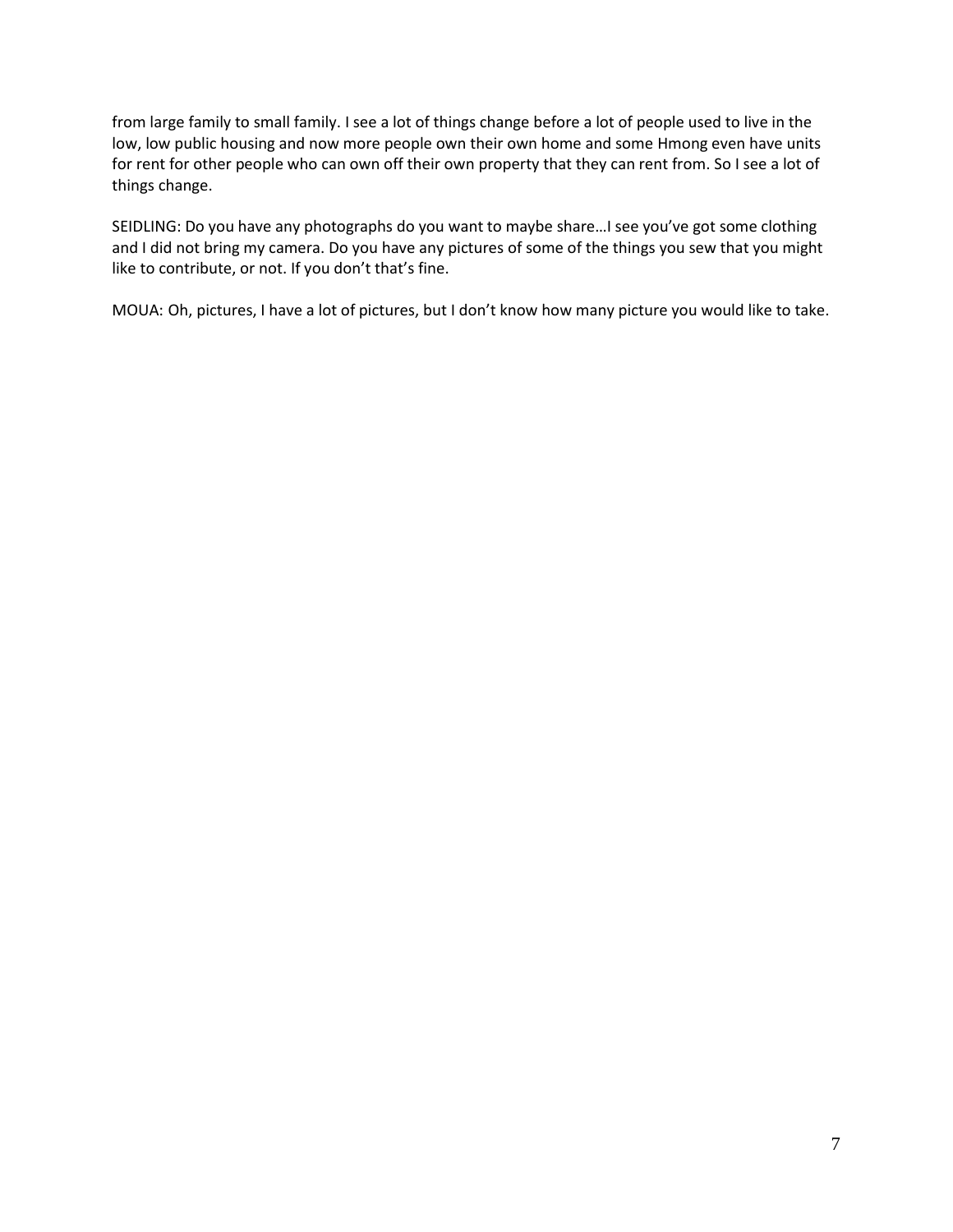from large family to small family. I see a lot of things change before a lot of people used to live in the low, low public housing and now more people own their own home and some Hmong even have units for rent for other people who can own off their own property that they can rent from. So I see a lot of things change.

SEIDLING: Do you have any photographs do you want to maybe share…I see you've got some clothing and I did not bring my camera. Do you have any pictures of some of the things you sew that you might like to contribute, or not. If you don't that's fine.

MOUA: Oh, pictures, I have a lot of pictures, but I don't know how many picture you would like to take.